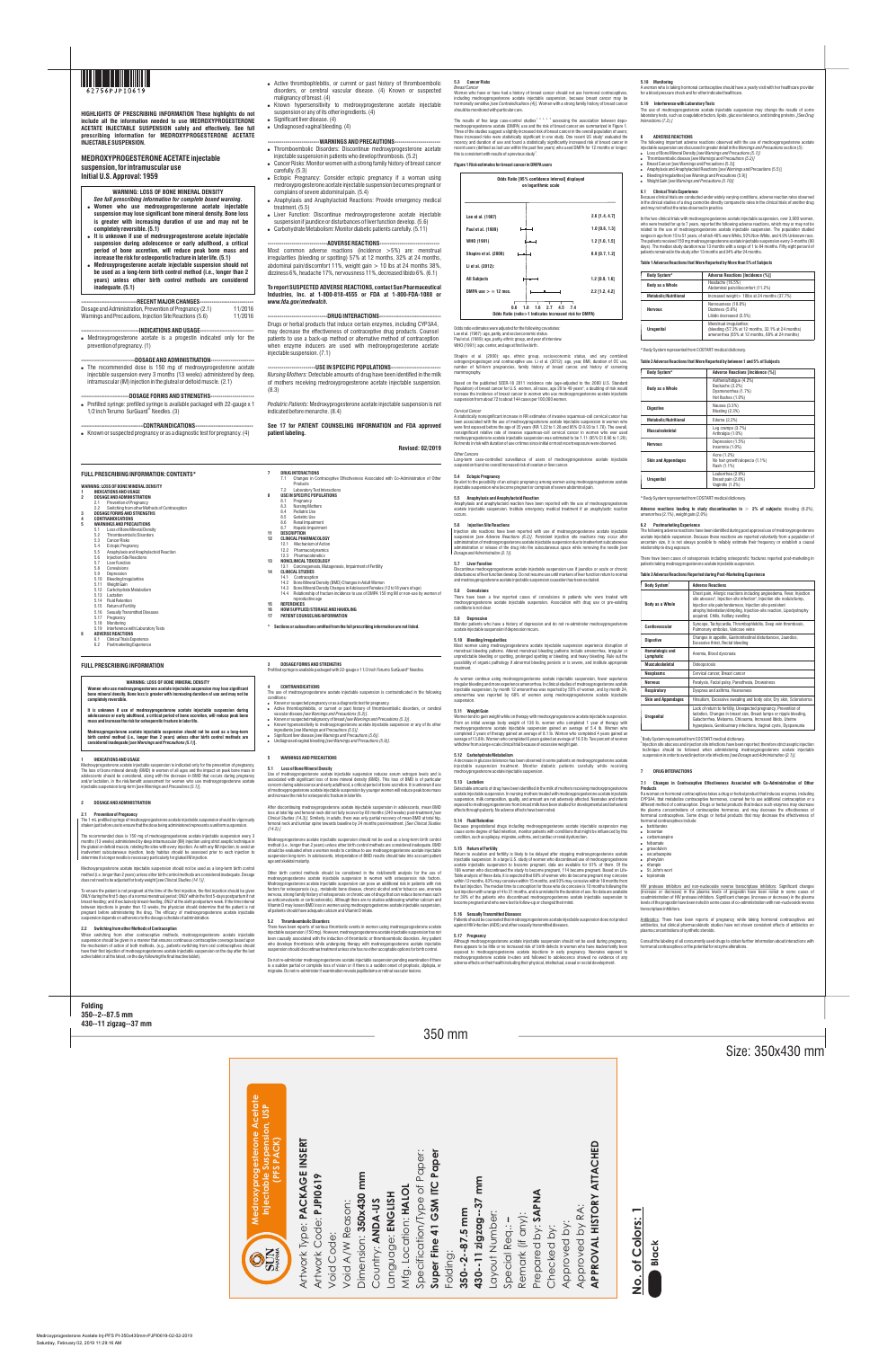62756PJP10619

**HIGHLIGHTS OF PRESCRIBING INFORMATION These highlights do not include all the information needed to use MEDROXYPROGESTERONE ACETATE INJECTABLE SUSPENSION safely and effectively. See full prescribing information for MEDROXYPROGESTERONE ACETATE INJECTABLE SUSPENSION.**

**MEDROXYPROGESTERONE ACETATE injectable suspension, for intramuscular use**
**Initial U.S. Approval: 1959**

**WARNING: LOSS OF BONE MINERAL DENSITY**
*See full prescribing information for complete boxed warning.*

- **Women who use medroxyprogesterone acetate injectable suspension may lose significant bone mineral density. Bone loss is greater with increasing duration of use and may not be completely reversible. (5.1)**
- **It is unknown if use of medroxyprogesterone acetate injectable suspension during adolescence or early adulthood, a critical period of bone accretion, will reduce peak bone mass and increase the risk for osteoporotic fracture in later life. (5.1)**
- **Medroxyprogesterone acetate injectable suspension should not be used as a long-term birth control method (i.e., longer than 2 years) unless other birth control methods are considered inadequate. (5.1)**

**RECENT MAJOR CHANGES**

Dosage and Administration, Prevention of Pregnancy (2.1) 11/2016
Warnings and Precautions, Injection Site Reactions (5.6) 11/2016

**INDICATIONS AND USAGE**

- Medroxyprogesterone acetate is a progestin indicated only for the prevention of pregnancy. (1)

**DOSAGE AND ADMINISTRATION**

- The recommended dose is 150 mg of medroxyprogesterone acetate injectable suspension every 3 months (13 weeks) administered by deep, intramuscular (IM) injection in the gluteal or deltoid muscle. (2.1)

**DOSAGE FORMS AND STRENGTHS**

- Prefilled syringe: prefilled syringe is available packaged with 22-gauge x 1 1/2 inch Terumo SurGuard® Needles. (3)

**CONTRAINDICATIONS**

- Known or suspected pregnancy or as a diagnostic test for pregnancy. (4)
- Active thrombophlebitis, or current or past history of thromboembolic disorders, or cerebral vascular disease. (4) Known or suspected malignancy of breast. (4)
- Known hypersensitivity to medroxyprogesterone acetate injectable suspension or any of its other ingredients. (4)
- Significant liver disease. (4)
- Undiagnosed vaginal bleeding. (4)

**WARNINGS AND PRECAUTIONS**

- Thromboembolic Disorders: Discontinue medroxyprogesterone acetate injectable suspension in patients who develop thrombosis. (5.2)
- Cancer Risks: Monitor women with a strong family history of breast cancer carefully. (5.3)
- Ectopic Pregnancy: Consider ectopic pregnancy if a woman using medroxyprogesterone acetate injectable suspension becomes pregnant or complains of severe abdominal pain. (5.4)
- Anaphylaxis and Anaphylactoid Reactions: Provide emergency medical treatment. (5.5)
- Liver Function: Discontinue medroxyprogesterone acetate injectable suspension if jaundice or disturbances of liver function develop. (5.6)
- Carbohydrate Metabolism: Monitor diabetic patients carefully. (5.11)

**ADVERSE REACTIONS**

Most common adverse reactions (incidence >5%) are: menstrual irregularities (bleeding or spotting) 57% at 12 months, 32% at 24 months, abdominal pain/discomfort 11%, weight gain > 10 lbs at 24 months 38%, dizziness 6%, headache 17%, nervousness 11%, decreased libido 6%. (6.1)

**To report SUSPECTED ADVERSE REACTIONS, contact Sun Pharmaceutical Industries, Inc. at 1-800-818-4555 or FDA at 1-800-FDA-1088 or www.fda.gov/medwatch.**

**DRUG INTERACTIONS**

Drugs or herbal products that induce certain enzymes, including CYP3A4, may decrease the effectiveness of contraceptive drug products. Counsel patients to use a back-up method or alternative method of contraception when enzyme inducers are used with medroxyprogesterone acetate injectable suspension. (7.1)

**USE IN SPECIFIC POPULATIONS**

*Nursing Mothers:* Detectable amounts of drug have been identified in the milk of mothers receiving medroxyprogesterone acetate injectable suspension. (8.3)

*Pediatric Patients:* Medroxyprogesterone acetate injectable suspension is not indicated before menarche. (8.4)

**See 17 for PATIENT COUNSELING INFORMATION and FDA approved patient labeling.**

**Revised: 02/2019**

**FULL PRESCRIBING INFORMATION: CONTENTS\***

WARNING: LOSS OF BONE MINERAL DENSITY
1 INDICATIONS AND USAGE
2 DOSAGE AND ADMINISTRATION
2.1 Prevention of Pregnancy
2.2 Switching from other Methods of Contraception
3 DOSAGE FORMS AND STRENGTHS
4 CONTRAINDICATIONS
5 WARNINGS AND PRECAUTIONS
5.1 Loss of Bone Mineral Density
5.2 Thromboembolic Disorders
5.3 Cancer Risks
5.4 Ectopic Pregnancy
5.5 Anaphylaxis and Anaphylactoid Reaction
5.6 Injection Site Reactions
5.7 Liver Function
5.8 Convulsions
5.9 Depression
5.10 Bleeding Irregularities
5.11 Weight Gain
5.12 Carbohydrate Metabolism
5.13 Lactation
5.14 Fluid Retention
5.15 Return of Fertility
5.16 Sexually Transmitted Diseases
5.17 Pregnancy
5.18 Monitoring
5.19 Interference with Laboratory Tests
6 ADVERSE REACTIONS
6.1 Clinical Trials Experience
6.2 Postmarketing Experience
7 DRUG INTERACTIONS
7.1 Changes in Contraceptive Effectiveness Associated with Co-Administration of Other Products
7.2 Laboratory Test Interactions
8 USE IN SPECIFIC POPULATIONS
8.1 Pregnancy
8.3 Nursing Mothers
8.4 Pediatric Use
8.5 Geriatric Use
8.6 Renal Impairment
8.7 Hepatic Impairment
11 DESCRIPTION
12 CLINICAL PHARMACOLOGY
12.1 Mechanism of Action
12.2 Pharmacodynamics
12.3 Pharmacokinetics
13 NONCLINICAL TOXICOLOGY
13.1 Carcinogenesis, Mutagenesis, Impairment of Fertility
14 CLINICAL STUDIES
14.1 Contraception
14.2 Bone Mineral Density (BMD) Changes in Adult Women
14.3 Bone Mineral Density Changes in Adolescent Females (12 to 18 years of age)
14.4 Relationship of fracture incidence to use of DMPA 150 mg IM or non-use by women of reproductive age
15 REFERENCES
16 HOW SUPPLIED/STORAGE AND HANDLING
17 PATIENT COUNSELING INFORMATION

\* Sections or subsections omitted from the full prescribing information are not listed.

**FULL PRESCRIBING INFORMATION**

**WARNING: LOSS OF BONE MINERAL DENSITY**

**Women who use medroxyprogesterone acetate injectable suspension may lose significant bone mineral density. Bone loss is greater with increasing duration of use and may not be completely reversible.**

**It is unknown if use of medroxyprogesterone acetate injectable suspension during adolescence or early adulthood, a critical period of bone accretion, will reduce peak bone mass and increase the risk for osteoporotic fracture in later life.**

**Medroxyprogesterone acetate injectable suspension should not be used as a long-term birth control method (i.e., longer than 2 years) unless other birth control methods are considered inadequate [see Warnings and Precautions (5.1)].**

**1 INDICATIONS AND USAGE**

Medroxyprogesterone acetate injectable suspension is indicated only for the prevention of pregnancy. The loss of bone mineral density (BMD) in women of all ages and the impact on peak bone mass in adolescents should be considered, along with the decrease in BMD that occurs during pregnancy and/or lactation, in the risk/benefit assessment for women who use medroxyprogesterone acetate injectable suspension long-term [see Warnings and Precautions (5.1)].

**2 DOSAGE AND ADMINISTRATION**

**2.1 Prevention of Pregnancy**

The 1 mL prefilled syringe of medroxyprogesterone acetate injectable suspension should be vigorously shaken just before use to ensure that the dose being administered represents a uniform suspension.

The recommended dose is 150 mg of medroxyprogesterone acetate injectable suspension every 3 months (13 weeks) administered by deep intramuscular (IM) injection using strict aseptic technique in the gluteal or deltoid muscle, rotating the sites with every injection. As with any IM injection, to avoid an inadvertent subcutaneous injection, body habitus should be assessed prior to each injection to determine if a longer needle is necessary particularly for gluteal IM injection.

Medroxyprogesterone acetate injectable suspension should not be used as a long-term birth control method (i.e., longer than 2 years) unless other birth control methods are considered inadequate. Dosage does not need to be adjusted for body weight [see Clinical Studies (14.1)].

To ensure the patient is not pregnant at the time of the first injection, the first injection should be given ONLY during the first 5 days of a normal menstrual period; ONLY within the first 5-days postpartum if not breast-feeding; and if exclusively breast-feeding, ONLY at the sixth postpartum week. If the time interval between injections is greater than 13 weeks, the physician should determine that the patient is not pregnant before administering the drug. The efficacy of medroxyprogesterone acetate injectable suspension depends on adherence to the dosage schedule of administration.

**2.2 Switching from other Methods of Contraception**

When switching from other contraceptive methods, medroxyprogesterone acetate injectable suspension should be given in a manner that ensures continuous contraceptive coverage based upon the mechanism of action of both methods, (e.g., patients switching from oral contraceptives should have their first injection of medroxyprogesterone acetate injectable suspension on the day after the last active tablet or at the latest, on the day following the final inactive tablet).

**3 DOSAGE FORMS AND STRENGTHS**

Prefilled syringe is available packaged with 22-gauge x 1 1/2 inch Terumo SurGuard® Needles.

**4 CONTRAINDICATIONS**

The use of medroxyprogesterone acetate injectable suspension is contraindicated in the following conditions:

- Known or suspected pregnancy or as a diagnostic test for pregnancy.
- Active thrombophlebitis, or current or past history of thromboembolic disorders, or cerebral vascular disease [see Warnings and Precautions (5.2)].
- Known or suspected malignancy of breast [see Warnings and Precautions (5.3)].
- Known hypersensitivity to medroxyprogesterone acetate injectable suspension or any of its other ingredients [see Warnings and Precautions (5.5)].
- Significant liver disease [see Warnings and Precautions (5.6)].
- Undiagnosed vaginal bleeding [see Warnings and Precautions (5.9)].

**5 WARNINGS AND PRECAUTIONS**

**5.1 Loss of Bone Mineral Density**

Use of medroxyprogesterone acetate injectable suspension reduces serum estrogen levels and is associated with significant loss of bone mineral density (BMD). This loss of BMD is of particular concern during adolescence and early adulthood, a critical period of bone accretion. It is unknown if use of medroxyprogesterone acetate injectable suspension by younger women will reduce peak bone mass and increase the risk for osteoporotic fracture in later life.

After discontinuing medroxyprogesterone acetate injectable suspension in adolescents, mean BMD loss at total hip and femoral neck did not fully recover by 60 months (240 weeks) post-treatment [see Clinical Studies (14.3)]. Similarly, in adults, there was only partial recovery of mean BMD at total hip, femoral neck and lumbar spine towards baseline by 24 months post-treatment. [See Clinical Studies (14.2).]

Medroxyprogesterone acetate injectable suspension should not be used as a long-term birth control method (i.e., longer than 2 years) unless other birth control methods are considered inadequate. BMD should be evaluated when a woman needs to continue to use medroxyprogesterone acetate injectable suspension long-term. In adolescents, interpretation of BMD results should take into account patient age and skeletal maturity.

Other birth control methods should be considered in the risk/benefit analysis for the use of medroxyprogesterone acetate injectable suspension in women with osteoporosis risk factors. Medroxyprogesterone acetate injectable suspension can pose an additional risk in patients with risk factors for osteoporosis (e.g., metabolic bone disease, chronic alcohol and/or tobacco use, anorexia nervosa, strong family history of osteoporosis or chronic use of drugs that can reduce bone mass such as anticonvulsants or corticosteroids). Although there are no studies addressing whether calcium and Vitamin D may lessen BMD loss in women using medroxyprogesterone acetate injectable suspension, all patients should have adequate calcium and Vitamin D intake.

**5.2 Thromboembolic Disorders**

There have been reports of serious thrombotic events in women using medroxyprogesterone acetate injectable suspension (150 mg). However, medroxyprogesterone acetate injectable suspension has not been causally associated with the induction of thrombotic or thromboembolic disorders. Any patient who develops thrombosis while undergoing therapy with medroxyprogesterone acetate injectable suspension should discontinue treatment unless she has no other acceptable options for birth control.

Do not re-administer medroxyprogesterone acetate injectable suspension pending examination if there is a sudden partial or complete loss of vision or if there is a sudden onset of proptosis, diplopia, or migraine. Do not re-administer if examination reveals papilledema or retinal vascular lesions.

**5.3 Cancer Risks**

*Breast Cancer*

Women who have or have had a history of breast cancer should not use hormonal contraceptives, including medroxyprogesterone acetate injectable suspension, because breast cancer may be hormonally sensitive [see Contraindications (4)]. Women with a strong family history of breast cancer should be monitored with particular care.

The results of five large case-control studies[1, 2, 3, 4, 5] assessing the association between depo-medroxyprogesterone acetate (DMPA) use and the risk of breast cancer are summarized in Figure 1. Three of the studies suggest a slightly increased risk of breast cancer in the overall population of users; these increased risks were statistically significant in one study. One recent US study[1] evaluated the recency and duration of use and found a statistically significantly increased risk of breast cancer in recent users (defined as last use within the past five years) who used DMPA for 12 months or longer; this is consistent with results of a previous study[4].

**Figure 1 Risk estimates for breast cancer in DMPA users**

Odds ratios (95% confidence interval) displayed on logarithmic scale

| Study | Odds Ratio (95% CI) |
|---|---|
| Lee et al. (1987) | 2.6 [1.4, 4.7] |
| Paul et al. (1989) | 1.0 [0.8, 1.3] |
| WHO (1991) | 1.2 [1.0, 1.5] |
| Shapiro et al. (2000) | 0.9 [0.7, 1.2] |
| Li et al. (2012): | |
| All Subjects | 1.2 [0.9, 1.6] |
| DMPA use > = 12 mo. | 2.2 [1.2, 4.2] |

Odds Ratio (odds>1 indicates increased risk for DMPA)

Odds ratio estimates were adjusted for the following covariates:
Lee et al. (1987): age, parity, and socioeconomic status.
Paul et al. (1989): age, parity, ethnic group, and year of interview.
WHO (1991): age, center, and age at first live birth.

Shapiro et al. (2000): age, ethnic group, socioeconomic status, and any combined estrogen/progestogen oral contraceptive use. Li et al. (2012): age, year, BMI, duration of OC use, number of full-term pregnancies, family history of breast cancer, and history of screening mammography.

Based on the published SEER-18 2011 incidence rate (age-adjusted to the 2000 U.S. Standard Population) of breast cancer for U.S. women, all races, age 20 to 49 years[6], a doubling of risk would increase the incidence of breast cancer in women who use medroxyprogesterone acetate injectable suspension from about 72 to about 144 cases per 100,000 women.

*Cervical Cancer*

A statistically nonsignificant increase in RR estimates of invasive squamous-cell cervical cancer has been associated with the use of medroxyprogesterone acetate injectable suspension in women who were first exposed before the age of 35 years (RR 1.22 to 1.28 and 95% CI 0.93 to 1.70). The overall, nonsignificant relative rate of invasive squamous-cell cervical cancer in women who ever used medroxyprogesterone acetate injectable suspension was estimated to be 1.11 (95% CI 0.96 to 1.29). No trends in risk with duration of use or times since initial or most recent exposure were observed.

*Other Cancers*

Long-term case-controlled surveillance of users of medroxyprogesterone acetate injectable suspension found no overall increased risk of ovarian or liver cancer.

**5.4 Ectopic Pregnancy**

Be alert to the possibility of an ectopic pregnancy among women using medroxyprogesterone acetate injectable suspension who become pregnant or complain of severe abdominal pain.

**5.5 Anaphylaxis and Anaphylactoid Reaction**

Anaphylaxis and anaphylactoid reaction have been reported with the use of medroxyprogesterone acetate injectable suspension. Institute emergency medical treatment if an anaphylactic reaction occurs.

**5.6 Injection Site Reactions**

Injection site reactions have been reported with use of medroxyprogesterone acetate injectable suspension [see Adverse Reactions (6.2)]. Persistent injection site reactions may occur after administration of medroxyprogesterone acetate injectable suspension due to inadvertent subcutaneous administration or release of the drug into the subcutaneous space while removing the needle [see Dosage and Administration (2.1)].

**5.7 Liver Function**

Discontinue medroxyprogesterone acetate injectable suspension use if jaundice or acute or chronic disturbances of liver function develop. Do not resume use until markers of liver function return to normal and medroxyprogesterone acetate injectable suspension causation has been excluded.

**5.8 Convulsions**

There have been a few reported cases of convulsions in patients who were treated with medroxyprogesterone acetate injectable suspension. Association with drug use or pre-existing conditions is not clear.

**5.9 Depression**

Monitor patients who have a history of depression and do not re-administer medroxyprogesterone acetate injectable suspension if depression recurs.

**5.10 Bleeding Irregularities**

Most women using medroxyprogesterone acetate injectable suspension experience disruption of menstrual bleeding patterns. Altered menstrual bleeding patterns include amenorrhea, irregular or unpredictable bleeding or spotting, prolonged spotting or bleeding, and heavy bleeding. Rule out the possibility of organic pathology if abnormal bleeding persists or is severe, and institute appropriate treatment.

As women continue using medroxyprogesterone acetate injectable suspension, fewer experience irregular bleeding and more experience amenorrhea. In clinical studies of medroxyprogesterone acetate injectable suspension, by month 12 amenorrhea was reported by 55% of women, and by month 24, amenorrhea was reported by 68% of women using medroxyprogesterone acetate injectable suspension.

**5.11 Weight Gain**

Women tend to gain weight while on therapy with medroxyprogesterone acetate injectable suspension. From an initial average body weight of 136 lb, women who completed 1 year of therapy with medroxyprogesterone acetate injectable suspension gained an average of 5.4 lb. Women who completed 2 years of therapy gained an average of 8.1 lb. Women who completed 4 years gained an average of 13.8 lb. Women who completed 6 years gained an average of 16.5 lb. Two percent of women withdrew from a large-scale clinical trial because of excessive weight gain.

**5.12 Carbohydrate Metabolism**

A decrease in glucose tolerance has been observed in some patients on medroxyprogesterone acetate injectable suspension treatment. Monitor diabetic patients carefully while receiving medroxyprogesterone acetate injectable suspension.

**5.13 Lactation**

Detectable amounts of drug have been identified in the milk of mothers receiving medroxyprogesterone acetate injectable suspension. In nursing mothers treated with medroxyprogesterone acetate injectable suspension, milk composition, quality, and amount are not adversely affected. Neonates and infants exposed to medroxyprogesterone from breast milk have been studied for developmental and behavioral effects through puberty. No adverse effects have been noted.

**5.14 Fluid Retention**

Because progestational drugs including medroxyprogesterone acetate injectable suspension may cause some degree of fluid retention, monitor patients with conditions that might be influenced by this condition, such as epilepsy, migraine, asthma, and cardiac or renal dysfunction.

**5.15 Return of Fertility**

Return to ovulation and fertility is likely to be delayed after stopping medroxyprogesterone acetate injectable suspension. In a large U.S. study of women who discontinued use of medroxyprogesterone acetate injectable suspension to become pregnant, data are available for 61% of them. Of the 188 women who discontinued the study to become pregnant, 114 became pregnant. Based on Life-Table analysis of these data, it is expected that 68% of women who do become pregnant may conceive within 12 months, 83% may conceive within 15 months, and 93% may conceive within 18 months from the last injection. The median time to conception for those who do conceive is 10 months following the last injection with a range of 4 to 31 months, and is unrelated to the duration of use. No data are available for 39% of the patients who discontinued medroxyprogesterone acetate injectable suspension to become pregnant and who were lost to follow-up or changed their mind.

**5.16 Sexually Transmitted Diseases**

Patients should be counseled that medroxyprogesterone acetate injectable suspension does not protect against HIV infection (AIDS) and other sexually transmitted diseases.

**5.17 Pregnancy**

Although medroxyprogesterone acetate injectable suspension should not be used during pregnancy, there appears to be little or no increased risk of birth defects in women who have inadvertently been exposed to medroxyprogesterone acetate injections in early pregnancy. Neonates exposed to medroxyprogesterone acetate in-utero and followed to adolescence showed no evidence of any adverse effects on their health including their physical, intellectual, sexual or social development.

**5.18 Monitoring**

A woman who is taking hormonal contraception should have a yearly visit with her healthcare provider for a blood pressure check and for other indicated healthcare.

**5.19 Interference with Laboratory Tests**

The use of medroxyprogesterone acetate injectable suspension may change the results of some laboratory tests, such as coagulation factors, lipids, glucose tolerance, and binding proteins. [See Drug Interactions (7.2).]

**6 ADVERSE REACTIONS**

The following important adverse reactions observed with the use of medroxyprogesterone acetate injectable suspension are discussed in greater detail in the Warnings and Precautions section (5):

- Loss of Bone Mineral Density [see Warnings and Precautions (5.1)]
- Thromboembolic disease [see Warnings and Precautions (5.2)]
- Breast Cancer [see Warnings and Precautions (5.3)]
- Anaphylaxis and Anaphylactoid Reactions [see Warnings and Precautions (5.5)]
- Bleeding Irregularities [see Warnings and Precautions (5.10)]
- Weight Gain [see Warnings and Precautions (5.11)]

**6.1 Clinical Trials Experience**

Because clinical trials are conducted under widely varying conditions, adverse reaction rates observed in the clinical trials of a drug cannot be directly compared to rates in the clinical trials of another drug and may not reflect the rates observed in practice.

In the two clinical trials with medroxyprogesterone acetate injectable suspension, over 3,900 women, who were treated for up to 7 years, reported the following adverse reactions, which may or may not be related to the use of medroxyprogesterone acetate injectable suspension. The population studied ranges in age from 15 to 51 years, of which 46% were White, 50% Non-White, and 4.9% Unknown race. The patients received 150 mg medroxyprogesterone acetate injectable suspension every 3-months (90 days). The median study duration was 13 months with a range of 1 to 84 months. Fifty eight percent of patients remained in the study after 13 months and 34% after 24 months.

**Table 1 Adverse Reactions that Were Reported by More than 5% of Subjects**

| Body System\* | Adverse Reactions [Incidence (%)] |
|---|---|
| Body as a Whole | Headache (16.5%)<br>Abdominal pain/discomfort (11.2%) |
| Metabolic/Nutritional | Increased weight > 10lbs at 24 months (37.7%) |
| Nervous | Nervousness (10.8%)<br>Dizziness (5.6%)<br>Libido decreased (5.5%) |
| Urogenital | Menstrual irregularities:<br>(bleeding (57.3% at 12 months, 32.1% at 24 months)<br>amenorrhea (55% at 12 months, 68% at 24 months) |

\* Body System represented from COSTART medical dictionary.

**Table 2 Adverse Reactions that Were Reported by between 1 and 5% of Subjects**

| Body System\* | Adverse Reactions [Incidence (%)] |
|---|---|
| Body as a Whole | Asthenia/fatigue (4.2%)<br>Backache (2.2%)<br>Dysmenorrhea (1.7%)<br>Hot flashes (1.0%) |
| Digestive | Nausea (3.3%)<br>Bloating (2.3%) |
| Metabolic/Nutritional | Edema (2.2%) |
| Musculoskeletal | Leg cramps (3.7%)<br>Arthralgia (1.0%) |
| Nervous | Depression (1.5%)<br>Insomnia (1.0%) |
| Skin and Appendages | Acne (1.2%)<br>No hair growth/alopecia (1.1%)<br>Rash (1.1%) |
| Urogenital | Leukorrhea (2.9%)<br>Breast pain (2.8%)<br>Vaginitis (1.2%) |

\* Body System represented from COSTART medical dictionary.

**Adverse reactions leading to study discontinuation in ≥ 2% of subjects:** bleeding (8.2%), amenorrhea (2.1%), weight gain (2.0%)

**6.2 Postmarketing Experience**

The following adverse reactions have been identified during post approval use of medroxyprogesterone acetate injectable suspension. Because these reactions are reported voluntarily from a population of uncertain size, it is not always possible to reliably estimate their frequency or establish a causal relationship to drug exposure.

There have been cases of osteoporosis including osteoporotic fractures reported post-marketing in patients taking medroxyprogesterone acetate injectable suspension.

**Table 3 Adverse Reactions Reported during Post-Marketing Experience**

| Body System[1] | Adverse Reactions |
|---|---|
| Body as a Whole | Chest pain, Allergic reactions including angioedema, Fever, Injection site abscess[2], Injection site infection[2], Injection site nodule/lump, Injection site pain/tenderness, Injection site persistent atrophy/indentation/dimpling, Injection-site reaction, Lipodystrophy acquired, Chills, Axillary swelling |
| Cardiovascular | Syncope, Tachycardia, Thrombophlebitis, Deep vein thrombosis, Pulmonary embolus, Varicose veins |
| Digestive | Changes in appetite, Gastrointestinal disturbances, Jaundice, Excessive thirst, Rectal bleeding |
| Hematologic and Lymphatic | Anemia, Blood dyscrasia |
| Musculoskeletal | Osteoporosis |
| Neoplasms | Cervical cancer, Breast cancer |
| Nervous | Paralysis, Facial palsy, Paresthesia, Drowsiness |
| Respiratory | Dyspnea and asthma, Hoarseness |
| Skin and Appendages | Hirsutism, Excessive sweating and body odor, Dry skin, Scleroderma |
| Urogenital | Lack of return to fertility, Unexpected pregnancy, Prevention of lactation, Changes in breast size, Breast lumps or nipple bleeding, Galactorrhea, Melasma, Chloasma, Increased libido, Uterine hyperplasia, Genitourinary infections, Vaginal cysts, Dyspareunia |

[1] Body System represented from COSTART medical dictionary.
[2] Injection site abscess and injection site infections have been reported; therefore strict aseptic injection techniques should be followed when administering medroxyprogesterone acetate injectable suspension in order to avoid injection site infections [see Dosage and Administration (2.1)].

**7 DRUG INTERACTIONS**

**7.1 Changes in Contraceptive Effectiveness Associated with Co-Administration of Other Products**

If a woman on hormonal contraceptives takes a drug or herbal product that induces enzymes, including CYP3A4, that metabolize contraceptive hormones, counsel her to use additional contraception or a different method of contraception. Drugs or herbal products that induce such enzymes may decrease the plasma concentrations of contraceptive hormones, and may decrease the effectiveness of hormonal contraceptives. Some drugs or herbal products that may decrease the effectiveness of hormonal contraceptives include:

- barbiturates
- bosentan
- carbamazepine
- felbamate
- griseofulvin
- oxcarbazepine
- phenytoin
- rifampin
- St. John's wort
- topiramate

HIV protease inhibitors and non-nucleoside reverse transcriptase inhibitors: Significant changes (increase or decrease) in the plasma levels of progestin have been noted in some cases of coadministration of HIV protease inhibitors. Significant changes (increase or decrease) in the plasma levels of the progestin have been noted in some cases of co-administration with non-nucleoside reverse transcriptase inhibitors.

Antibiotics: There have been reports of pregnancy while taking hormonal contraceptives and antibiotics, but clinical pharmacokinetic studies have not shown consistent effects of antibiotics on plasma concentrations of synthetic steroids.

Consult the labeling of all concurrently used drugs to obtain further information about interactions with hormonal contraceptives or the potential for enzyme alterations.

Folding
350--2--87.5 mm
430--11 zigzag--37 mm

350 mm

Size: 350x430 mm

Medroxyprogesterone Acetate Injectable Suspension, USP (PFS PACK)

Artwork Type: **PACKAGE INSERT**
Artwork Code: **PJP10619**
Void Code:
Void A/W Reason:
Dimension: **350x430 mm**
Country: **ANDA-US**
Language: **ENGLISH**
Mfg. Location: **HALOL**
Specification/Type of Paper: **Super Fine 41 GSM ITC Paper**
Folding:
**350--2--87.5 mm**
**430--11 zigzag--37 mm**
Layout Number:
Special Req.: **–**
Remark (if any):
Prepared by: **SAPNA**
Checked by:
Approved by:
Approved by RA:
**APPROVAL HISTORY ATTACHED**

**No. of Colors: 1**
**Black**

Medroxyprogesterone Acetate Inj-PFS PI-350x430mm-PJP10619-02-02-2019
Saturday, February 02, 2019 11:28:16 AM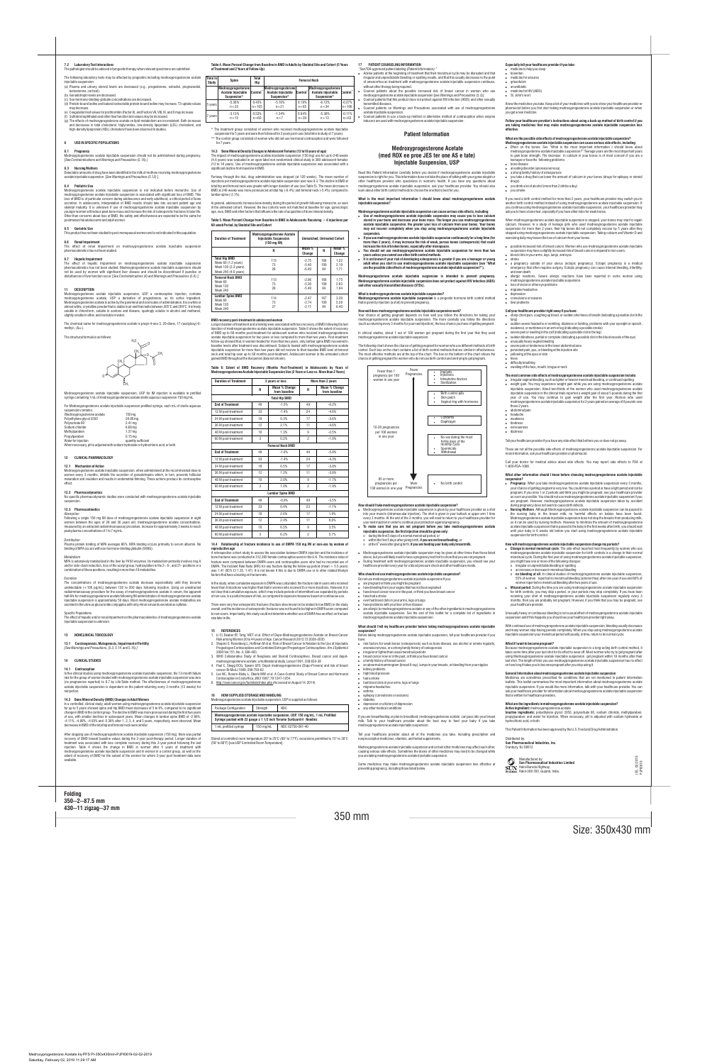### 7.2 Laboratory Test Interactions

The pathologist should be advised of progestin therapy when relevant specimens are submitted.

The following laboratory tests may be affected by progestins including medroxyprogesterone acetate injectable suspension:

(a) Plasma and urinary steroid levels are decreased (e.g., progesterone, estradiol, pregnanediol, testosterone, cortisol).
(b) Gonadotropin levels are decreased.
(c) Sex-hormone-binding-globulin concentrations are decreased.
(d) Protein-bound iodine and butanol extractable protein-bound iodine may increase. T3-uptake values may decrease.
(e) Coagulation test values for prothrombin (Factor II), and Factors VII, VIII, IX, and X may increase.
(f) Sulfobromophthalein and other liver function test values may be increased.
(g) The effects of medroxyprogesterone acetate on lipid metabolism are inconsistent. Both increases and decreases in total cholesterol, triglycerides, low-density lipoprotein (LDL) cholesterol, and high-density lipoprotein (HDL) cholesterol have been observed in studies.

## 8 USE IN SPECIFIC POPULATIONS

### 8.1 Pregnancy

Medroxyprogesterone acetate injectable suspension should not be administered during pregnancy. [See Contraindications and Warnings and Precautions (5.16).]

### 8.3 Nursing Mothers

Detectable amounts of drug have been identified in the milk of mothers receiving medroxyprogesterone acetate injectable suspension. [See Warnings and Precautions (5.12).]

### 8.4 Pediatric Use

Medroxyprogesterone acetate injectable suspension is not indicated before menarche. Use of medroxyprogesterone acetate injectable suspension is associated with significant loss of BMD. This loss of BMD is of particular concern during adolescence and early adulthood, a critical period of bone accretion. In adolescents, interpretation of BMD results should take into account patient age and skeletal maturity. It is unknown if use of medroxyprogesterone acetate injectable suspension by younger women will reduce peak bone mass and increase the risk of osteoporotic fracture in later life. Other than concerns about loss of BMD, the safety and effectiveness are expected to be the same for postmenarchal adolescents and adult women.

### 8.5 Geriatric Use

This product has not been studied in post-menopausal women and is not indicated in this population.

### 8.6 Renal Impairment

The effect of renal impairment on medroxyprogesterone acetate injectable suspension pharmacokinetics has not been studied.

### 8.7 Hepatic Impairment

The effect of hepatic impairment on medroxyprogesterone acetate injectable suspension pharmacokinetics has not been studied. Medroxyprogesterone acetate injectable suspension should not be used by women with significant liver disease and should be discontinued if jaundice or disturbances of liver function occur. [See Contraindications (4) and Warnings and Precautions (5.6).]

## 11 DESCRIPTION

Medroxyprogesterone acetate injectable suspension, USP, a contraceptive injection, contains medroxyprogesterone acetate, USP a derivative of progesterone, as its active ingredient. Medroxyprogesterone acetate is active by the parenteral and oral routes of administration. It is a white or almost white, crystalline powder that is stable in air and that melts between 200°C and 210°C. It is freely soluble in chloroform, soluble in acetone and dioxane, sparingly soluble in alcohol and methanol, slightly soluble in ether, and insoluble in water.

The chemical name for medroxyprogesterone acetate is pregn-4-ene-3, 20-dione, 17-(acetyloxy)-6-methyl-, (6α)-.

The structural formula is as follows:

Medroxyprogesterone acetate injectable suspension, USP for IM injection is available in prefilled syringes containing 1 mL of medroxyprogesterone acetate sterile aqueous suspension 150 mg/mL.

For Medroxyprogesterone acetate injectable suspension prefilled syringe, each mL of sterile aqueous suspension contains:

| | |
|---|---|
| Medroxyprogesterone acetate | 150 mg |
| Polyethylene glycol 3350 | 28.98 mg |
| Polysorbate 80 | 2.41 mg |
| Sodium chloride | 8.68 mg |
| Methylparaben | 1.37 mg |
| Propylparaben | 0.15 mg |
| Water for injection | quantity sufficient |

When necessary, pH is adjusted with sodium hydroxide or hydrochloric acid, or both.

## 12 CLINICAL PHARMACOLOGY

### 12.1 Mechanism of Action

Medroxyprogesterone acetate injectable suspension, when administered at the recommended dose to women every 3 months, inhibits the secretion of gonadotropins which, in turn, prevents follicular maturation and ovulation and results in endometrial thinning. These actions produce its contraceptive effect.

### 12.2 Pharmacodynamics

No specific pharmacodynamic studies were conducted with medroxyprogesterone acetate injectable suspension.

### 12.3 Pharmacokinetics

*Absorption*

Following a single 150 mg IM dose of medroxyprogesterone acetate injectable suspension in eight women between the ages of 28 and 36 years old, medroxyprogesterone acetate concentrations, measured by an extracted radioimmunoassay procedure, increase for approximately 3 weeks to reach peak plasma concentrations of 1 to 7 ng/mL.

*Distribution*

Plasma protein binding of MPA averages 86%. MPA binding occurs primarily to serum albumin. No binding of MPA occurs with sex-hormone-binding globulin (SHBG).

*Metabolism*

MPA is extensively metabolized in the liver by P450 enzymes. Its metabolism primarily involves ring A and/or side-chain reduction, loss of the acetyl group, hydroxylation in the 2-, 6-, and 21- positions or a combination of these positions, resulting in more than 10 metabolites.

*Excretion*

The concentrations of medroxyprogesterone acetate decrease exponentially until they become undetectable (< 100 pg/mL) between 120 to 200 days following injection. Using an unextracted radioimmunoassay procedure for the assay of medroxyprogesterone acetate in serum, the apparent half-life for medroxyprogesterone acetate following IM administration of medroxyprogesterone acetate injectable suspension is approximately 50 days. Most medroxyprogesterone acetate metabolites are excreted in the urine as glucuronide conjugates with only minor amounts excreted as sulfates.

*Specific Populations*

The effect of hepatic and/or renal impairment on the pharmacokinetics of medroxyprogesterone acetate injectable suspension is unknown.

## 13 NONCLINICAL TOXICOLOGY

### 13.1 Carcinogenesis, Mutagenesis, Impairment of Fertility

[See Warnings and Precautions, (5.3, 5.14, and 5.16).]

## 14 CLINICAL STUDIES

### 14.1 Contraception

In five clinical studies using medroxyprogesterone acetate injectable suspension, the 12-month failure rate for the group of women treated with medroxyprogesterone acetate injectable suspension was zero (no pregnancies reported) to 0.7 by Life-Table method. The effectiveness of medroxyprogesterone acetate injectable suspension is dependent on the patient returning every 3 months (13 weeks) for reinjection.

### 14.2 Bone Mineral Density (BMD) Changes in Adult Women

In a controlled, clinical study, adult women using medroxyprogesterone acetate injectable suspension for up to 5 years showed spine and hip BMD mean decreases of 5 to 6%, compared to no significant change in BMD in the control group. The decline in BMD was more pronounced during the first two years of use, with smaller declines in subsequent years. Mean changes in lumbar spine BMD of -2.86%, -4.11%, -4.89%, -4.93% and -5.38% after 1, 2, 3, 4, and 5 years, respectively, were observed. Mean decreases in BMD of the total hip and femoral neck were similar.

After stopping use of medroxyprogesterone acetate injectable suspension (150 mg), there was partial recovery of BMD toward baseline values during the 2-year post-therapy period. Longer duration of treatment was associated with less complete recovery during this 2-year period following the last injection. Table 4 shows the change in BMD in women after 5 years of treatment with medroxyprogesterone acetate injectable suspension and in women in a control group, as well as the extent of recovery of BMD for the subset of the women for whom 2-year post treatment data were available.

**Table 4. Mean Percent Change from Baseline in BMD in Adults by Skeletal Site and Cohort (5 Years of Treatment and 2 Years of Follow-Up)**

| Time in Study | Spine | | Total Hip | | Femoral Neck | |
|---|---|---|---|---|---|---|
| | Medroxyprogesterone Acetate Injectable Suspension* | Control** | Medroxyprogesterone Acetate Injectable Suspension* | Control** | Medroxyprogesterone Acetate Injectable Suspension* | Control** |
| 5 years | -5.38% n=33 | 0.43% n=105 | -5.16% n=21 | 0.19% n=65 | -6.12% n=34 | -0.27% n=106 |
| 7 years | -3.13% n=12 | 0.53% n=60 | -1.34% n=7 | 0.94% n=39 | -5.38% n=13 | -0.11% n=63 |

\* The treatment group consisted of women who received medroxyprogesterone acetate injectable suspension for 5 years and were then followed for 2 years post-use (total time in study of 7 years).
\** The control group consisted of women who did not use hormonal contraception and were followed for 7 years.

### 14.3 Bone Mineral Density Changes in Adolescent Females (12 to 18 years of age)

The impact of medroxyprogesterone acetate injectable suspension (150 mg) use for up to 240 weeks (4.6 years) was evaluated in an open-label non-randomized clinical study in 389 adolescent females (12 to 18 years). Use of medroxyprogesterone acetate injectable suspension was associated with a significant decline from baseline in BMD.

Partway through the trial, drug administration was stopped (at 120 weeks). The mean number of injections per medroxyprogesterone acetate injectable suspension user was 9.3. The decline in BMD at total hip and femoral neck was greater with longer duration of use (see Table 5). The mean decrease in BMD at 240 weeks was more pronounced at total hip (-6.4%) and femoral neck (-5.4%) compared to lumbar spine (-2.1%).

In general, adolescents increase bone density during the period of growth following menarche, as seen in the untreated cohort. However, the two cohorts were not matched at baseline for age, gynecologic age, race, BMD and other factors that influence the rate of acquisition of bone mineral density.

**Table 5. Mean Percent Change from Baseline in BMD in Adolescents Receiving ≥ 4 Injections per 60-week Period, by Skeletal Site and Cohort**

| Duration of Treatment | Medroxyprogesterone Acetate Injectable Suspension (150 mg IM) | | Unmatched, Untreated Cohort | |
|---|---|---|---|---|
| | N | Mean % Change | N | Mean % Change |
| **Total Hip BMD** | | | | |
| Week 60 (1.2 years) | 113 | -2.75 | 166 | 1.22 |
| Week 120 (2.3 years) | 73 | -5.40 | 109 | 2.19 |
| Week 240 (4.6 years) | 28 | -6.40 | 84 | 1.71 |
| **Femoral Neck BMD** | | | | |
| Week 60 | 113 | -2.96 | 166 | 1.75 |
| Week 120 | 73 | -5.30 | 108 | 2.83 |
| Week 240 | 28 | -5.40 | 84 | 1.94 |
| **Lumbar Spine BMD** | | | | |
| Week 60 | 114 | -2.47 | 167 | 3.39 |
| Week 120 | 73 | -2.74 | 109 | 5.28 |
| Week 240 | 27 | -2.11 | 84 | 6.40 |

**BMD recovery post-treatment in adolescent women**

Longer duration of treatment and smoking were associated with less recovery of BMD following the last injection of medroxyprogesterone acetate injectable suspension. Table 6 shows the extent of recovery of BMD up to 60 months post-treatment for adolescent women who received medroxyprogesterone acetate injectable suspension for two years or less compared to more than two years. Post-treatment follow-up showed that, in women treated for more than two years, only lumbar spine BMD recovered to baseline levels after treatment was discontinued. Subjects treated with medroxyprogesterone acetate injectable suspension for more than two years did not recover to their baseline BMD level at femoral neck and total hip even up to 60 months post-treatment. Adolescent women in the untreated cohort gained BMD throughout the trial period (data not shown).

**Table 6: Extent of BMD Recovery (Months Post-Treatment) in Adolescents by Years of Medroxyprogesterone Acetate Injectable Suspension Use (2 Years or Less vs. More than 2 Years)**

| Duration of Treatment | 2 years or less | | More than 2 years | |
|---|---|---|---|---|
| | N | Mean % Change from baseline | N | Mean % Change from baseline |
| **Total Hip BMD** | | | | |
| End of Treatment | 49 | -1.5% | 49 | -6.2% |
| 12 M post-treatment | 33 | -1.4% | 24 | -4.6% |
| 24 M post-treatment | 18 | 0.3% | 17 | -3.6% |
| 36 M post-treatment | 12 | 2.1% | 11 | -4.6% |
| 48 M post-treatment | 10 | 1.3% | 9 | -2.5% |
| 60 M post-treatment | 3 | 0.2% | 2 | -1.0% |
| **Femoral Neck BMD** | | | | |
| End of Treatment | 49 | -1.6% | 49 | -5.0% |
| 12 M post-treatment | 33 | -1.4% | 24 | -4.2% |
| 24 M post-treatment | 18 | 0.5% | 17 | -3.8% |
| 36 M post-treatment | 12 | 1.2% | 11 | -3.8% |
| 48 M post-treatment | 10 | 2.0% | 9 | -1.7% |
| 60 M post-treatment | 3 | 1.0% | 2 | -1.9% |
| **Lumbar Spine BMD** | | | | |
| End of Treatment | 49 | -0.9% | 49 | -3.5% |
| 12 M post-treatment | 33 | 0.4% | 23 | -1.1% |
| 24 M post-treatment | 18 | 2.6% | 17 | 1.9% |
| 36 M post-treatment | 12 | 2.4% | 11 | 0.6% |
| 48 M post-treatment | 10 | 6.5% | 9 | 3.5% |
| 60 M post-treatment | 3 | 6.2% | 2 | 5.7% |

### 14.4 Relationship of fracture incidence to use of DMPA 150 mg IM or non-use by women of reproductive age

A retrospective cohort study to assess the association between DMPA injection and the incidence of bone fractures was conducted in 312,395 female contraceptive users in the U.K. The incidence rates of fractures were compared between DMPA users and contraceptive users who had no recorded use of DMPA. The Incident Rate Ratio (IRR) for any fracture during the follow-up period (mean = 5.5 years) was 1.41 (95% CI 1.35, 1.47). It is not known if this is due to DMPA use or to other related lifestyle factors that have a bearing on fracture rate.

In the study, when cumulative exposure to DMPA was calculated, the fracture rate in users who received fewer than 8 injections was higher than that in women who received 8 or more injections. However, it is not clear that cumulative exposure, which may include periods of intermittent use separated by periods of non-use, is a useful measure of risk, as compared to exposure measures based on continuous use.

There were very few osteoporotic fractures (fracture sites known to be related to low BMD) in the study overall, and the incidence of osteoporotic fractures was not found to be higher in DMPA users compared to non-users. Importantly, this study could not determine whether use of DMPA has an effect on fracture rate later in life.

## 15 REFERENCES

1. Li CI, Beaber EF, Tang MCT et al. Effect of Depo-Medroxyprogesterone Acetate on Breast Cancer Risk among Women 20 to 44 years of Age. Cancer Research 2012;72:2028-2035.
2. Shapiro S, Rosenberg L, Hoffman M et al. Risk of Breast Cancer in Relation to the Use of Injectable Progestogen Contraceptives and Combined Estrogen/Progestogen Contraceptives. Am J Epidemiol 2000;151:396-403.
3. WHO Collaborative Study of Neoplasia and Steroid Contraceptives. Breast cancer and depot-medroxyprogesterone acetate: a multinational study. Lancet 1991;338:833-38
4. Paul C, Skegg DCG, Spears GFS. Depot medroxyprogesterone (Depo-Provera) and risk of breast cancer. Br Med J 1989;299:759-62.
5. Lee NC, Rosero-Bixby L, Oberle MW et al. A Case-Control Study of Breast Cancer and Hormonal Contraception in Costa Rica. JNCI 1987;79:1247-1254
6. http://www.cdc.gov/reproductivehealth/unintendedpregnancy/usmec.htm (accessed on August 14, 2014)

## 16 HOW SUPPLIED/STORAGE AND HANDLING

Medroxyprogesterone acetate injectable suspension, USP is supplied as follows:

| Package Configuration | Strength | NDC |
|---|---|---|
| **Medroxyprogesterone acetate injectable suspension, USP 150 mg/mL, 1 mL Prefilled Syringe packed with 22 gauge x 1 1/2 inch Terumo SurGuard® Needles** | | |
| 1 mL prefilled syringe | 150 mg/mL | NDC 62756-891-40 |

Stored at controlled room temperature 20° to 25°C (68° to 77°F); excursions permitted to 15° to 30°C (59° to 86°F) [see USP Controlled Room Temperature].

## 17 PATIENT COUNSELING INFORMATION

"See FDA-approved patient labeling (Patient Information)."

- Advise patients at the beginning of treatment that their menstrual cycle may be disrupted and that irregular and unpredictable bleeding or spotting results, and that this usually decreases to the point of amenorrhea as treatment with medroxyprogesterone acetate injectable suspension continues, without other therapy being required.
- Counsel patients about the possible increased risk of breast cancer in women who use medroxyprogesterone acetate injectable suspension [see Warnings and Precautions (5.3)].
- Counsel patients that this product does not protect against HIV infection (AIDS) and other sexually transmitted diseases.
- Counsel patients on Warnings and Precautions associated with use of medroxyprogesterone acetate injectable suspension.
- Counsel patients to use a back-up method or alternative method of contraception when enzyme inducers are used with medroxyprogesterone acetate injectable suspension.

# Patient Information

# Medroxyprogesterone Acetate (med ROX ee proe JES ter one AS e tate) Injectable Suspension, USP

Read this Patient Information carefully before you decide if medroxyprogesterone acetate injectable suspension is right for you. This information does not take the place of talking with your gynecologist or other healthcare provider who specializes in women's health. If you have any questions about medroxyprogesterone acetate injectable suspension, ask your healthcare provider. You should also learn about other birth control methods to choose the one that is best for you.

**What is the most important information I should know about medroxyprogesterone acetate injectable suspension?**

**Medroxyprogesterone acetate injectable suspension can cause serious side effects, including:**

- **Use of medroxyprogesterone acetate injectable suspension may cause you to lose calcium stored in your bone and decrease your bone mass. The longer you use medroxyprogesterone acetate injectable suspension, the more calcium you are likely to lose from your bones. Your bones may not recover completely when you stop using medroxyprogesterone acetate injectable suspension.**
- **If you use medroxyprogesterone acetate injectable suspension continuously for a long time (for more than 2 years), it may increase the risk of weak, porous bones (osteoporosis) that could increase the risk of broken bones, especially after menopause.**
- **You should not use medroxyprogesterone acetate injectable suspension for more than two years unless you cannot use other birth control methods.**
- **It is not known if your risk of developing osteoporosis is greater if you are a teenager or young adult when you start to use medroxyprogesterone acetate injectable suspension (see "What are the possible side effects of medroxyprogesterone acetate injectable suspension?").**

**Medroxyprogesterone acetate injectable suspension is intended to prevent pregnancy. Medroxyprogesterone acetate injectable suspension does not protect against HIV infection (AIDS) and other sexually transmitted diseases (STDs).**

**What is medroxyprogesterone acetate injectable suspension?**

**Medroxyprogesterone acetate injectable suspension** is a progestin hormone birth control method that is given by injection (a shot) to prevent pregnancy.

**How well does medroxyprogesterone acetate injectable suspension work?**

Your chance of getting pregnant depends on how well you follow the directions for taking your medroxyprogesterone acetate injectable suspension. The more carefully you follow the directions (such as returning every 3 months for your next injection), the less chance you have of getting pregnant.

In clinical studies, about 1 out of 100 women got pregnant during the first year that they used medroxyprogesterone acetate injectable suspension.

The following chart shows the chance of getting pregnant for women who use different methods of birth control. Each box on the chart contains a list of birth control methods that are similar in effectiveness. The most effective methods are at the top of the chart. The box on the bottom of the chart shows the chance of getting pregnant for women who do not use birth control and are trying to get pregnant.

Fewer than 1 pregnancy per 100 women in one year

Fewer Pregnancies

- Implants
- Injections
- Intrauterine devices
- Sterilization

- Birth control pills
- Skin patch
- Vaginal ring with hormones

10-20 pregnancies per 100 women in one year

- Condoms
- Diaphragm

- No sex during the most fertile days of the monthly cycle
- Spermicide
- Withdrawal

85 or more pregnancies per 100 women in one year

More Pregnancies

- No birth control

**How should I take medroxyprogesterone acetate injectable suspension?**

- Medroxyprogesterone acetate injectable suspension is given by your healthcare provider as a shot into your muscle (intramuscular injection). The shot is given in your buttock or upper arm 1 time every 3 months. At the end of the 3 months, you will need to return to your healthcare provider for your next injection in order to continue your protection against pregnancy.
- **To make sure that you are not pregnant before you take medroxyprogesterone acetate injectable suspension, the first injection should be given only:**
  - during the first 5 days of a normal menstrual period, or
  - within the first 5 days after giving birth, **if you are not breastfeeding,** or
  - at the 6th week after giving birth, **if you are feeding your baby only breastmilk.**
- Medroxyprogesterone acetate injectable suspension may be given at other times than those listed above, but you will likely need to have a pregnancy test first to show that you are not pregnant.
- During treatment with medroxyprogesterone acetate injectable suspension, you should see your healthcare provider every year for a blood pressure check and other healthcare needs.

**Who should not use medroxyprogesterone acetate injectable suspension?**

Do not use medroxyprogesterone acetate injectable suspension if you:

- are pregnant or think you might be pregnant
- have bleeding from your vagina that has not been explained
- have breast cancer now or in the past, or think you have breast cancer
- have had a stroke
- have had blood clots in your arms, legs or lungs
- have problems with your liver or liver disease
- are allergic to medroxyprogesterone acetate or any of the other ingredients in medroxyprogesterone acetate injectable suspension. See the end of this leaflet for a complete list of ingredients in medroxyprogesterone acetate injectable suspension.

**What should I tell my healthcare provider before taking medroxyprogesterone acetate injectable suspension?**

Before taking medroxyprogesterone acetate injectable suspension, tell your healthcare provider if you have:

- risk factors for weak bones (osteoporosis) such as bone disease, use alcohol or smoke regularly, anorexia nervosa, or a strong family history of osteoporosis
- irregular or lighter than usual menstrual periods
- breast cancer now or in the past, or think you have breast cancer
- a family history of breast cancer
- an abnormal mammogram (breast X-ray), lumps in your breasts, or bleeding from your nipples
- kidney problems
- high blood pressure
- had a stroke
- had blood clots in your arms, legs or lungs
- migraine headaches
- asthma
- epilepsy (convulsions or seizures)
- diabetes
- depression or a history of depression
- any other medical conditions

If you are breastfeeding or plan to breastfeed, medroxyprogesterone acetate can pass into your breast milk. Talk to your healthcare provider about the best way to feed your baby if you take medroxyprogesterone acetate injectable suspension.

Tell your healthcare provider about all of the medicines you take, including prescription and nonprescription medicines, vitamins, and herbal supplements.

Medroxyprogesterone acetate injectable suspension and certain other medicines may affect each other, causing serious side effects. Sometimes the doses of other medicines may need to be changed while you are taking medroxyprogesterone acetate injectable suspension.

Some medicines may make medroxyprogesterone acetate injectable suspension less effective at preventing pregnancy, including those listed below.

**Especially tell your healthcare provider if you take:**

- medicine to help you sleep
- bosentan
- medicines for seizures
- griseofulvin
- anastrozole
- medicine for HIV (AIDS)
- St. John's wort

Know the medicines you take. Keep a list of your medicines with you to show your healthcare provider or pharmacist before you first start taking medroxyprogesterone acetate injectable suspension or when you get a new medicine.

**Follow your healthcare provider's instructions about using a back-up method of birth control if you are taking medicines that may make medroxyprogesterone acetate injectable suspension less effective.**

**What are the possible side effects of medroxyprogesterone acetate injectable suspension?**

**Medroxyprogesterone acetate injectable suspension can cause serious side effects, including:**

- **Effect on the bones:** See "What is the most important information I should know about medroxyprogesterone acetate injectable suspension?" Teenage years are the most important years to gain bone strength. The decrease in calcium in your bones is most concern if you are a teenager or have the following problems:
  - bone disease
  - anorexia nervosa (an eating disorder)
  - a strong family history of osteoporosis
  - you take a drug that can lower the amount of calcium in your bones (drugs for epilepsy or steroid drugs)
  - you drink a lot of alcohol (more than 3 drinks a day)
  - you smoke

If you need a birth control method for more than 2 years, your healthcare provider may switch you to another birth control method instead of using medroxyprogesterone acetate injectable suspension. If you continue using medroxyprogesterone acetate injectable suspension, your healthcare provider may ask you to have a bone test, especially if you have other risks for weak bones.

When medroxyprogesterone acetate injectable suspension is stopped, your bones may start to regain calcium. However, in a study of teenage girls who used medroxyprogesterone acetate injectable suspension for more than 2 years, their bone density did not completely recover by 5 years after they stopped using medroxyprogesterone acetate injectable suspension. Taking calcium and Vitamin D and exercising daily may lessen the loss of calcium from your bones.

- possible increased risk of breast cancer. Women who use medroxyprogesterone acetate injectable suspension may have a slightly increased risk of breast cancer compared to non-users.
- blood clots in your arms, legs, lungs, and eyes
- stroke
- a pregnancy outside of your uterus (ectopic pregnancy). Ectopic pregnancy is a medical emergency that often requires surgery. Ectopic pregnancy can cause internal bleeding, infertility, and even death.
- allergic reactions. Severe allergic reactions have been reported in some women using medroxyprogesterone acetate injectable suspension.
- loss of vision or other eye problems
- migraine headaches
- depression
- convulsions or seizures
- liver problems

**Call your healthcare provider right away if you have:**

- sharp chest pain, coughing up blood, or sudden shortness of breath (indicating a possible clot in the lung)
- sudden severe headache or vomiting, dizziness or fainting, problems with your eyesight or speech, weakness, or numbness in an arm or leg (indicating a possible stroke)
- severe pain or swelling in the calf (indicating a possible clot in the leg)
- sudden blindness, partial or complete (indicating a possible clot in the blood vessels of the eye)
- unusually heavy vaginal bleeding
- severe pain or tenderness in the lower abdominal area
- persistent pain, pus, or bleeding at the injection site
- yellowing of the eyes or skin
- hives
- difficulty breathing
- swelling of the face, mouth, tongue or neck

**The most common side effects of medroxyprogesterone acetate injectable suspension include:**

- irregular vaginal bleeding, such as lighter or heavier menstrual bleeding, or continued spotting
- weight gain. You may experience weight gain while you are using medroxyprogesterone acetate injectable suspension. About two-thirds of the women who used medroxyprogesterone acetate injectable suspension in the clinical trials reported a weight gain of about 5 pounds during the first year of use. You may continue to gain weight after the first year. Women who used medroxyprogesterone acetate injectable suspension for 2 years gained an average of 8 pounds over those 2 years.
- abdominal pain
- headache
- weakness
- tiredness
- nervousness
- dizziness

Tell your healthcare provider if you have any side effect that bothers you or does not go away.

These are not all the possible side effects of medroxyprogesterone acetate injectable suspension. For more information, ask your healthcare provider or pharmacist.

Call your doctor for medical advice about side effects. You may report side effects to FDA at 1-800-FDA-1088.

**What other information should I know before choosing medroxyprogesterone acetate injectable suspension?**

- **Pregnancy.** When you take medroxyprogesterone acetate injectable suspension every 3 months, your chance of getting pregnant is very low. You could miss a period or have a light period and not be pregnant. If you miss 1 or 2 periods and think you might be pregnant, see your healthcare provider as soon as possible. You should not use medroxyprogesterone acetate injectable suspension if you are pregnant. However, medroxyprogesterone acetate injectable suspension taken by accident during pregnancy does not seem to cause birth defects.
- **Nursing Mothers.** Although Medroxyprogesterone acetate injectable suspension can be passed to the nursing baby in the breast milk, no harmful effects on babies have been found. Medroxyprogesterone acetate injectable suspension does not stop the breasts from producing milk, so it can be used by nursing mothers. However, to minimize the amount of medroxyprogesterone acetate injectable suspension that is passed to the baby in the first weeks after birth, you should wait until your baby is 6 weeks old before you start using medroxyprogesterone acetate injectable suspension for birth control.

**How will medroxyprogesterone acetate injectable suspension change my periods?**

- **Change in normal menstrual cycle.** The side effect reported most frequently by women who use medroxyprogesterone acetate injectable suspension for birth control is a change in their normal menstrual cycle. During the first year of using medroxyprogesterone acetate injectable suspension, you might have one or more of the following changes:
  - irregular or unpredictable bleeding or spotting
  - an increase or decrease in menstrual bleeding
  - **no bleeding at all.** In clinical studies of medroxyprogesterone acetate injectable suspension, 55% of women reported no menstrual bleeding (amenorrhea) after one year of use and 68% of women reported no menstrual bleeding after two years of use.
- **Missed period.** During the time you are using medroxyprogesterone acetate injectable suspension for birth control, you may skip a period, or your periods may stop completely. If you have been receiving your shot of medroxyprogesterone acetate injectable suspension regularly every 3 months, then you are probably not pregnant. However, if you think that you may be pregnant, see your healthcare provider.

Unusually heavy or continuous bleeding is not a usual effect of medroxyprogesterone acetate injectable suspension; and if this happens you should see your healthcare provider right away.

With continued use of medroxyprogesterone acetate injectable suspension, bleeding usually decreases and many women stop having periods completely. When you stop using medroxyprogesterone acetate injectable suspension your menstrual period will usually, in time, return to its normal cycle.

**What if I want to become pregnant?**

Because medroxyprogesterone acetate injectable suspension is a long-acting birth control method, it takes some time after your last shot for its effect to wear off. Most women who try to get pregnant after using Medroxyprogesterone acetate injectable suspension get pregnant within 18 months after their last shot. The length of time you use medroxyprogesterone acetate injectable suspension has no effect on how long it takes you to become pregnant after you stop using it.

**General information about medroxyprogesterone acetate injectable suspension**

Medicines are sometimes prescribed for conditions that are not mentioned in patient information leaflets. This leaflet summarizes the most important information about medroxyprogesterone acetate injectable suspension. If you would like more information, talk with your healthcare provider. You can ask your healthcare provider for information about medroxyprogesterone acetate injectable suspension that is written for healthcare providers.

**What are the ingredients in medroxyprogesterone acetate injectable suspension?**

**Active ingredient:** medroxyprogesterone acetate

**Inactive ingredients:** polyethylene glycol 3350, polysorbate 80, sodium chloride, methylparaben, propylparaben, and water for injection. When necessary, pH is adjusted with sodium hydroxide or hydrochloric acid, or both.

This Patient Information has been approved by the U.S. Food and Drug Administration.

Distributed by:
**Sun Pharmaceutical Industries, Inc.**
Cranbury, NJ 08512

Manufactured by:
**Sun Pharmaceutical Industries Limited**
Halol-Baroda Highway,
Halol-389 350, Gujarat, India.

**Folding**
**350--2--87.5 mm**
**430--11 zigzag--37 mm**

350 mm

Size: 350x430 mm